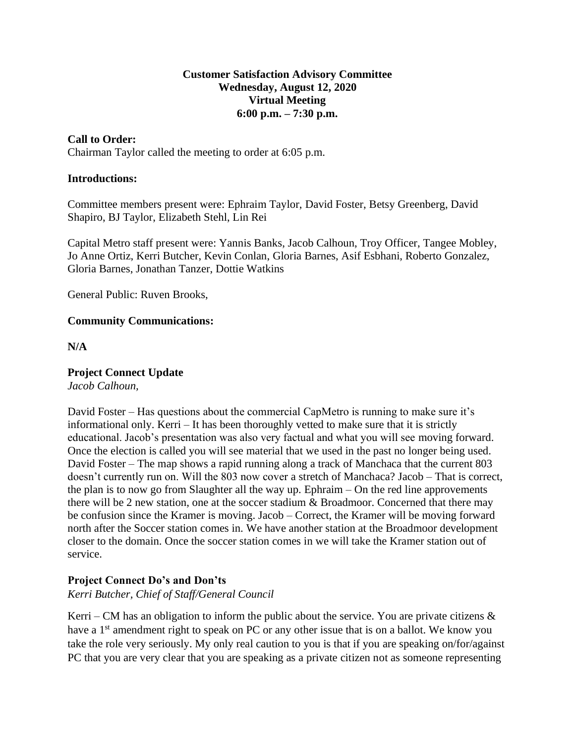**Customer Satisfaction Advisory Committee**
**Wednesday, August 12, 2020**
**Virtual Meeting**
**6:00 p.m. – 7:30 p.m.**

**Call to Order:**
Chairman Taylor called the meeting to order at 6:05 p.m.

**Introductions:**

Committee members present were: Ephraim Taylor, David Foster, Betsy Greenberg, David Shapiro, BJ Taylor, Elizabeth Stehl, Lin Rei

Capital Metro staff present were: Yannis Banks, Jacob Calhoun, Troy Officer, Tangee Mobley, Jo Anne Ortiz, Kerri Butcher, Kevin Conlan, Gloria Barnes, Asif Esbhani, Roberto Gonzalez, Gloria Barnes, Jonathan Tanzer, Dottie Watkins

General Public: Ruven Brooks,

**Community Communications:**

**N/A**

**Project Connect Update**
*Jacob Calhoun,*

David Foster – Has questions about the commercial CapMetro is running to make sure it's informational only. Kerri – It has been thoroughly vetted to make sure that it is strictly educational. Jacob's presentation was also very factual and what you will see moving forward. Once the election is called you will see material that we used in the past no longer being used. David Foster – The map shows a rapid running along a track of Manchaca that the current 803 doesn't currently run on. Will the 803 now cover a stretch of Manchaca? Jacob – That is correct, the plan is to now go from Slaughter all the way up. Ephraim – On the red line approvements there will be 2 new station, one at the soccer stadium & Broadmoor. Concerned that there may be confusion since the Kramer is moving. Jacob – Correct, the Kramer will be moving forward north after the Soccer station comes in. We have another station at the Broadmoor development closer to the domain. Once the soccer station comes in we will take the Kramer station out of service.

**Project Connect Do's and Don'ts**
*Kerri Butcher, Chief of Staff/General Council*

Kerri – CM has an obligation to inform the public about the service. You are private citizens & have a 1st amendment right to speak on PC or any other issue that is on a ballot. We know you take the role very seriously. My only real caution to you is that if you are speaking on/for/against PC that you are very clear that you are speaking as a private citizen not as someone representing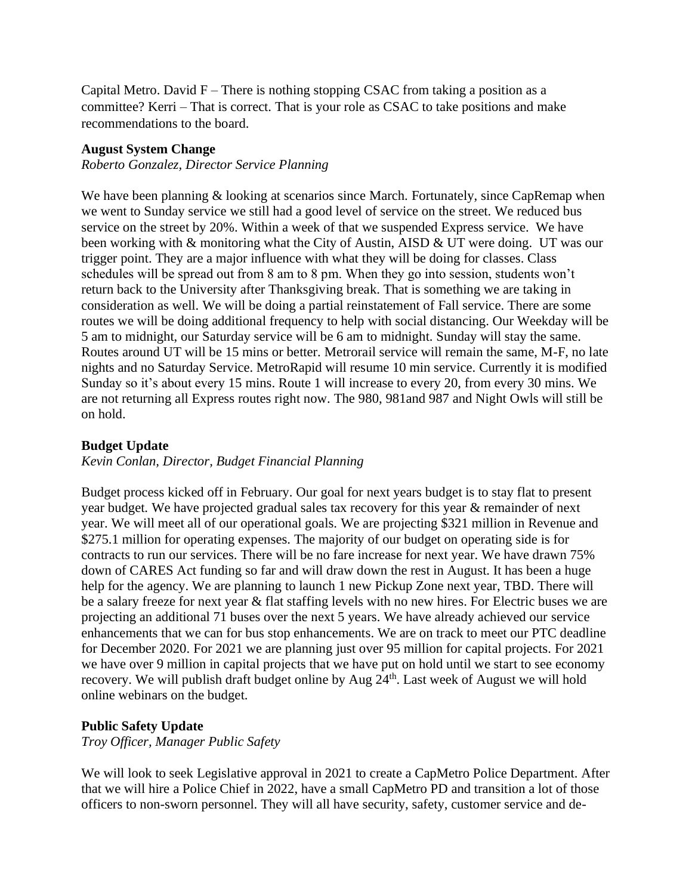Capital Metro. David F – There is nothing stopping CSAC from taking a position as a committee? Kerri – That is correct. That is your role as CSAC to take positions and make recommendations to the board.

**August System Change**

*Roberto Gonzalez, Director Service Planning*

We have been planning & looking at scenarios since March. Fortunately, since CapRemap when we went to Sunday service we still had a good level of service on the street. We reduced bus service on the street by 20%. Within a week of that we suspended Express service. We have been working with & monitoring what the City of Austin, AISD & UT were doing. UT was our trigger point. They are a major influence with what they will be doing for classes. Class schedules will be spread out from 8 am to 8 pm. When they go into session, students won't return back to the University after Thanksgiving break. That is something we are taking in consideration as well. We will be doing a partial reinstatement of Fall service. There are some routes we will be doing additional frequency to help with social distancing. Our Weekday will be 5 am to midnight, our Saturday service will be 6 am to midnight. Sunday will stay the same. Routes around UT will be 15 mins or better. Metrorail service will remain the same, M-F, no late nights and no Saturday Service. MetroRapid will resume 10 min service. Currently it is modified Sunday so it's about every 15 mins. Route 1 will increase to every 20, from every 30 mins. We are not returning all Express routes right now. The 980, 981and 987 and Night Owls will still be on hold.

**Budget Update**

*Kevin Conlan, Director, Budget Financial Planning*

Budget process kicked off in February. Our goal for next years budget is to stay flat to present year budget. We have projected gradual sales tax recovery for this year & remainder of next year. We will meet all of our operational goals. We are projecting $321 million in Revenue and $275.1 million for operating expenses. The majority of our budget on operating side is for contracts to run our services. There will be no fare increase for next year. We have drawn 75% down of CARES Act funding so far and will draw down the rest in August. It has been a huge help for the agency. We are planning to launch 1 new Pickup Zone next year, TBD. There will be a salary freeze for next year & flat staffing levels with no new hires. For Electric buses we are projecting an additional 71 buses over the next 5 years. We have already achieved our service enhancements that we can for bus stop enhancements. We are on track to meet our PTC deadline for December 2020. For 2021 we are planning just over 95 million for capital projects. For 2021 we have over 9 million in capital projects that we have put on hold until we start to see economy recovery. We will publish draft budget online by Aug 24th. Last week of August we will hold online webinars on the budget.

**Public Safety Update**

*Troy Officer, Manager Public Safety*

We will look to seek Legislative approval in 2021 to create a CapMetro Police Department. After that we will hire a Police Chief in 2022, have a small CapMetro PD and transition a lot of those officers to non-sworn personnel. They will all have security, safety, customer service and de-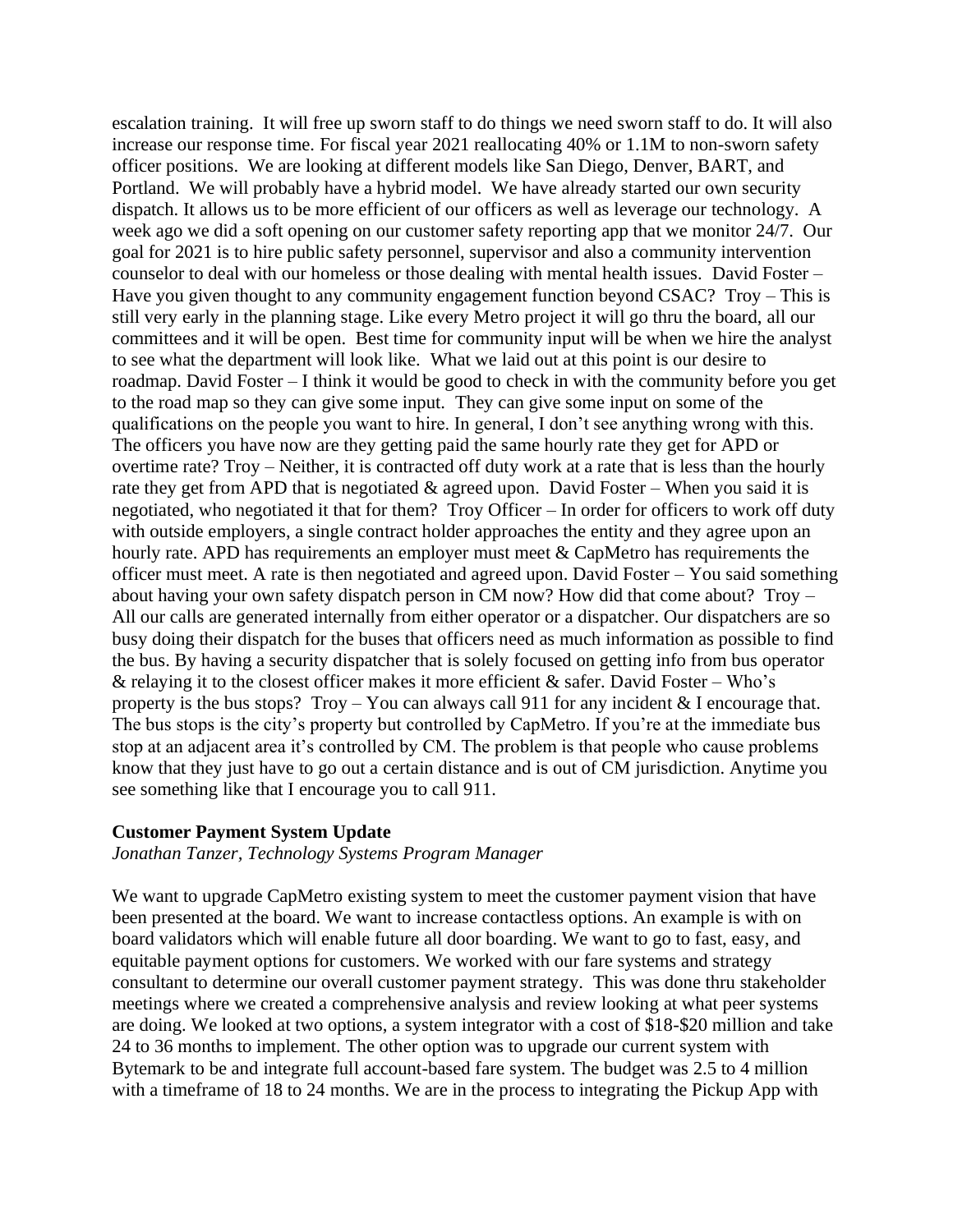escalation training. It will free up sworn staff to do things we need sworn staff to do. It will also increase our response time. For fiscal year 2021 reallocating 40% or 1.1M to non-sworn safety officer positions. We are looking at different models like San Diego, Denver, BART, and Portland. We will probably have a hybrid model. We have already started our own security dispatch. It allows us to be more efficient of our officers as well as leverage our technology. A week ago we did a soft opening on our customer safety reporting app that we monitor 24/7. Our goal for 2021 is to hire public safety personnel, supervisor and also a community intervention counselor to deal with our homeless or those dealing with mental health issues. David Foster – Have you given thought to any community engagement function beyond CSAC? Troy – This is still very early in the planning stage. Like every Metro project it will go thru the board, all our committees and it will be open. Best time for community input will be when we hire the analyst to see what the department will look like. What we laid out at this point is our desire to roadmap. David Foster – I think it would be good to check in with the community before you get to the road map so they can give some input. They can give some input on some of the qualifications on the people you want to hire. In general, I don't see anything wrong with this. The officers you have now are they getting paid the same hourly rate they get for APD or overtime rate? Troy – Neither, it is contracted off duty work at a rate that is less than the hourly rate they get from APD that is negotiated & agreed upon. David Foster – When you said it is negotiated, who negotiated it that for them? Troy Officer – In order for officers to work off duty with outside employers, a single contract holder approaches the entity and they agree upon an hourly rate. APD has requirements an employer must meet & CapMetro has requirements the officer must meet. A rate is then negotiated and agreed upon. David Foster – You said something about having your own safety dispatch person in CM now? How did that come about? Troy – All our calls are generated internally from either operator or a dispatcher. Our dispatchers are so busy doing their dispatch for the buses that officers need as much information as possible to find the bus. By having a security dispatcher that is solely focused on getting info from bus operator & relaying it to the closest officer makes it more efficient & safer. David Foster – Who's property is the bus stops? Troy – You can always call 911 for any incident & I encourage that. The bus stops is the city's property but controlled by CapMetro. If you're at the immediate bus stop at an adjacent area it's controlled by CM. The problem is that people who cause problems know that they just have to go out a certain distance and is out of CM jurisdiction. Anytime you see something like that I encourage you to call 911.

**Customer Payment System Update**

*Jonathan Tanzer, Technology Systems Program Manager*

We want to upgrade CapMetro existing system to meet the customer payment vision that have been presented at the board. We want to increase contactless options. An example is with on board validators which will enable future all door boarding. We want to go to fast, easy, and equitable payment options for customers. We worked with our fare systems and strategy consultant to determine our overall customer payment strategy. This was done thru stakeholder meetings where we created a comprehensive analysis and review looking at what peer systems are doing. We looked at two options, a system integrator with a cost of $18-$20 million and take 24 to 36 months to implement. The other option was to upgrade our current system with Bytemark to be and integrate full account-based fare system. The budget was 2.5 to 4 million with a timeframe of 18 to 24 months. We are in the process to integrating the Pickup App with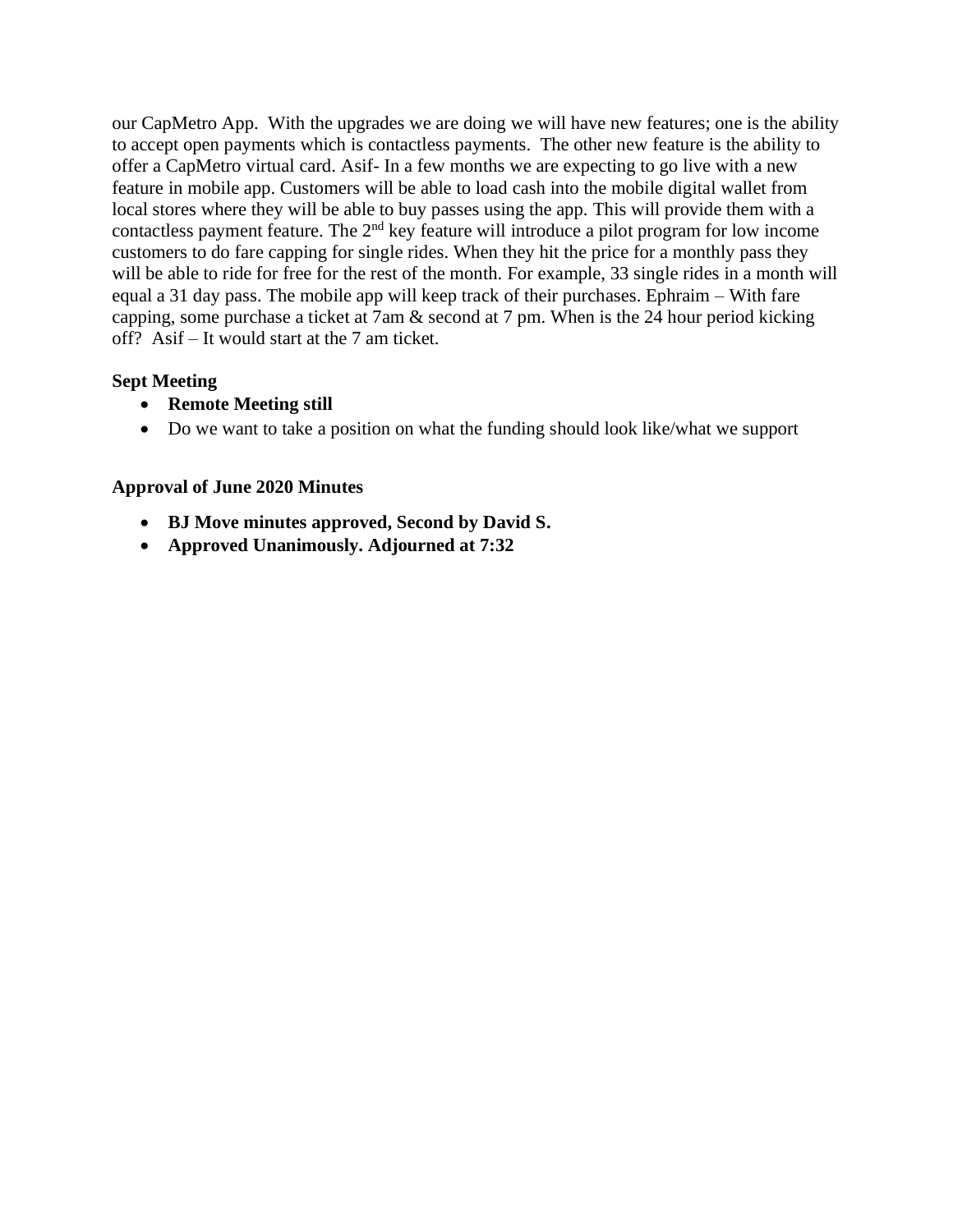our CapMetro App. With the upgrades we are doing we will have new features; one is the ability to accept open payments which is contactless payments. The other new feature is the ability to offer a CapMetro virtual card. Asif- In a few months we are expecting to go live with a new feature in mobile app. Customers will be able to load cash into the mobile digital wallet from local stores where they will be able to buy passes using the app. This will provide them with a contactless payment feature. The 2nd key feature will introduce a pilot program for low income customers to do fare capping for single rides. When they hit the price for a monthly pass they will be able to ride for free for the rest of the month. For example, 33 single rides in a month will equal a 31 day pass. The mobile app will keep track of their purchases. Ephraim – With fare capping, some purchase a ticket at 7am & second at 7 pm. When is the 24 hour period kicking off? Asif – It would start at the 7 am ticket.

**Sept Meeting**

- **Remote Meeting still**
- Do we want to take a position on what the funding should look like/what we support

**Approval of June 2020 Minutes**

- **BJ Move minutes approved, Second by David S.**
- **Approved Unanimously. Adjourned at 7:32**